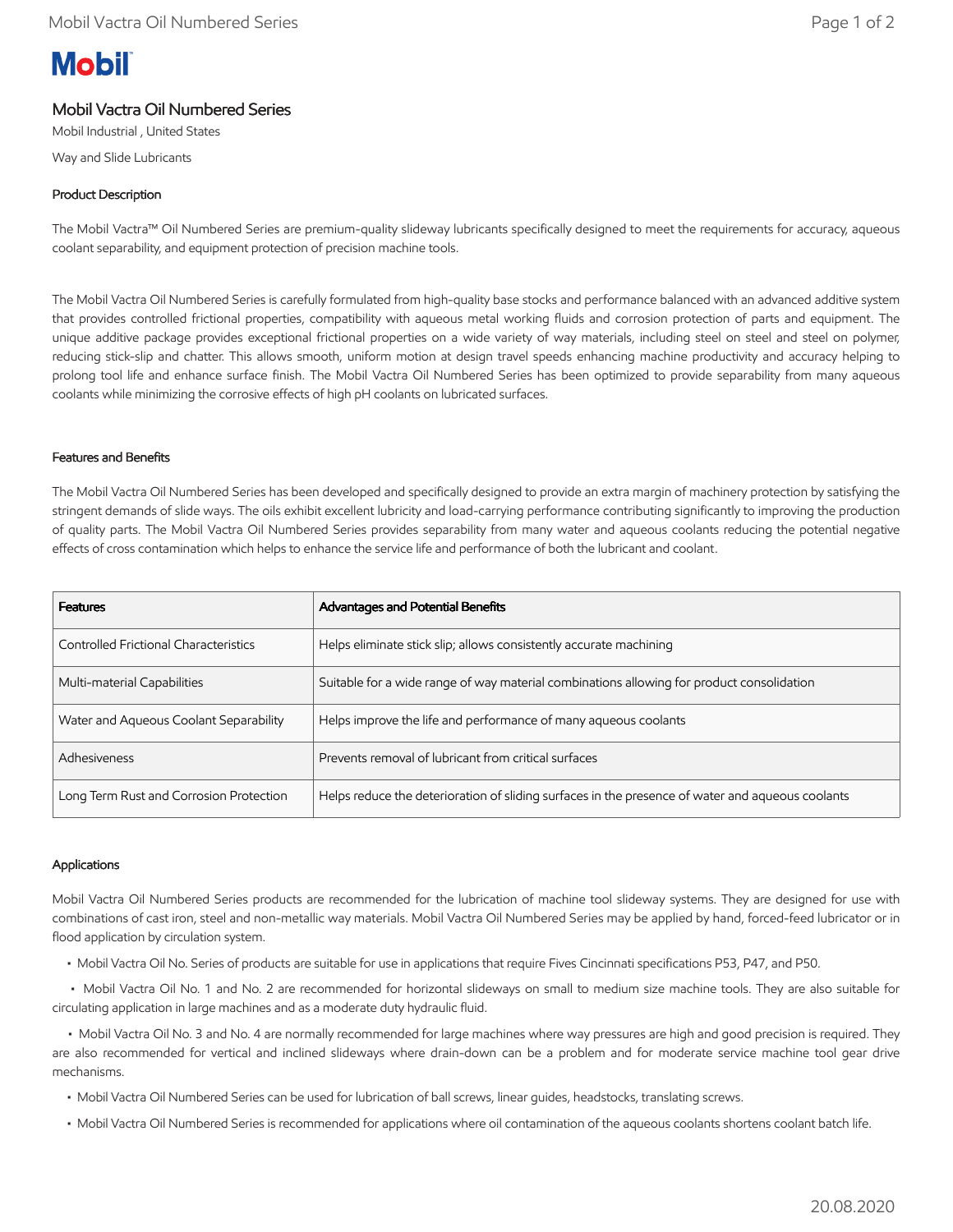# Mobil Vactra Oil Numbered Series

Mobil Industrial , United States

Way and Slide Lubricants

## Product Description

The Mobil Vactra™ Oil Numbered Series are premium-quality slideway lubricants specifically designed to meet the requirements for accuracy, aqueous coolant separability, and equipment protection of precision machine tools.

The Mobil Vactra Oil Numbered Series is carefully formulated from high-quality base stocks and performance balanced with an advanced additive system that provides controlled frictional properties, compatibility with aqueous metal working fluids and corrosion protection of parts and equipment. The unique additive package provides exceptional frictional properties on a wide variety of way materials, including steel on steel and steel on polymer, reducing stick-slip and chatter. This allows smooth, uniform motion at design travel speeds enhancing machine productivity and accuracy helping to prolong tool life and enhance surface finish. The Mobil Vactra Oil Numbered Series has been optimized to provide separability from many aqueous coolants while minimizing the corrosive effects of high pH coolants on lubricated surfaces.

## Features and Benefits

The Mobil Vactra Oil Numbered Series has been developed and specifically designed to provide an extra margin of machinery protection by satisfying the stringent demands of slide ways. The oils exhibit excellent lubricity and load-carrying performance contributing significantly to improving the production of quality parts. The Mobil Vactra Oil Numbered Series provides separability from many water and aqueous coolants reducing the potential negative effects of cross contamination which helps to enhance the service life and performance of both the lubricant and coolant.

| Features | Advantages and Potential Benefits |
|---|---|
| Controlled Frictional Characteristics | Helps eliminate stick slip; allows consistently accurate machining |
| Multi-material Capabilities | Suitable for a wide range of way material combinations allowing for product consolidation |
| Water and Aqueous Coolant Separability | Helps improve the life and performance of many aqueous coolants |
| Adhesiveness | Prevents removal of lubricant from critical surfaces |
| Long Term Rust and Corrosion Protection | Helps reduce the deterioration of sliding surfaces in the presence of water and aqueous coolants |

## Applications

Mobil Vactra Oil Numbered Series products are recommended for the lubrication of machine tool slideway systems. They are designed for use with combinations of cast iron, steel and non-metallic way materials. Mobil Vactra Oil Numbered Series may be applied by hand, forced-feed lubricator or in flood application by circulation system.

- Mobil Vactra Oil No. Series of products are suitable for use in applications that require Fives Cincinnati specifications P53, P47, and P50.
- Mobil Vactra Oil No. 1 and No. 2 are recommended for horizontal slideways on small to medium size machine tools. They are also suitable for circulating application in large machines and as a moderate duty hydraulic fluid.
- Mobil Vactra Oil No. 3 and No. 4 are normally recommended for large machines where way pressures are high and good precision is required. They are also recommended for vertical and inclined slideways where drain-down can be a problem and for moderate service machine tool gear drive mechanisms.
- Mobil Vactra Oil Numbered Series can be used for lubrication of ball screws, linear guides, headstocks, translating screws.
- Mobil Vactra Oil Numbered Series is recommended for applications where oil contamination of the aqueous coolants shortens coolant batch life.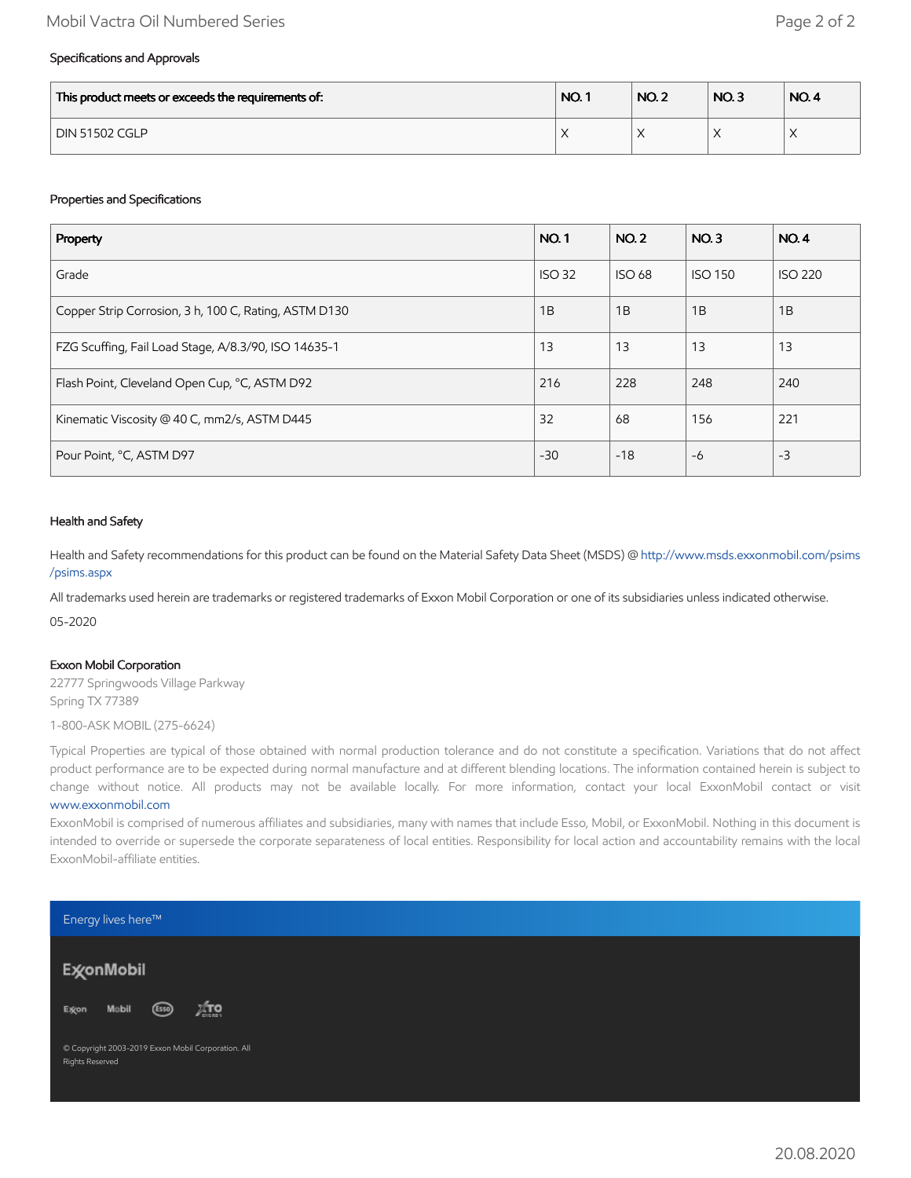### Specifications and Approvals

| This product meets or exceeds the requirements of: | NO. 1 | NO. 2 | NO. 3 | NO. 4 |
|---|---|---|---|---|
| DIN 51502 CGLP | X | X | X | X |

### Properties and Specifications

| Property | NO. 1 | NO. 2 | NO. 3 | NO. 4 |
|---|---|---|---|---|
| Grade | ISO 32 | ISO 68 | ISO 150 | ISO 220 |
| Copper Strip Corrosion, 3 h, 100 C, Rating, ASTM D130 | 1B | 1B | 1B | 1B |
| FZG Scuffing, Fail Load Stage, A/8.3/90, ISO 14635-1 | 13 | 13 | 13 | 13 |
| Flash Point, Cleveland Open Cup, °C, ASTM D92 | 216 | 228 | 248 | 240 |
| Kinematic Viscosity @ 40 C, mm2/s, ASTM D445 | 32 | 68 | 156 | 221 |
| Pour Point, °C, ASTM D97 | -30 | -18 | -6 | -3 |

### Health and Safety

Health and Safety recommendations for this product can be found on the Material Safety Data Sheet (MSDS) @ http://www.msds.exxonmobil.com/psims/psims.aspx

All trademarks used herein are trademarks or registered trademarks of Exxon Mobil Corporation or one of its subsidiaries unless indicated otherwise.

05-2020

**Exxon Mobil Corporation**
22777 Springwoods Village Parkway
Spring TX 77389

1-800-ASK MOBIL (275-6624)

Typical Properties are typical of those obtained with normal production tolerance and do not constitute a specification. Variations that do not affect product performance are to be expected during normal manufacture and at different blending locations. The information contained herein is subject to change without notice. All products may not be available locally. For more information, contact your local ExxonMobil contact or visit www.exxonmobil.com

ExxonMobil is comprised of numerous affiliates and subsidiaries, many with names that include Esso, Mobil, or ExxonMobil. Nothing in this document is intended to override or supersede the corporate separateness of local entities. Responsibility for local action and accountability remains with the local ExxonMobil-affiliate entities.

Energy lives here™

© Copyright 2003-2019 Exxon Mobil Corporation. All Rights Reserved

20.08.2020